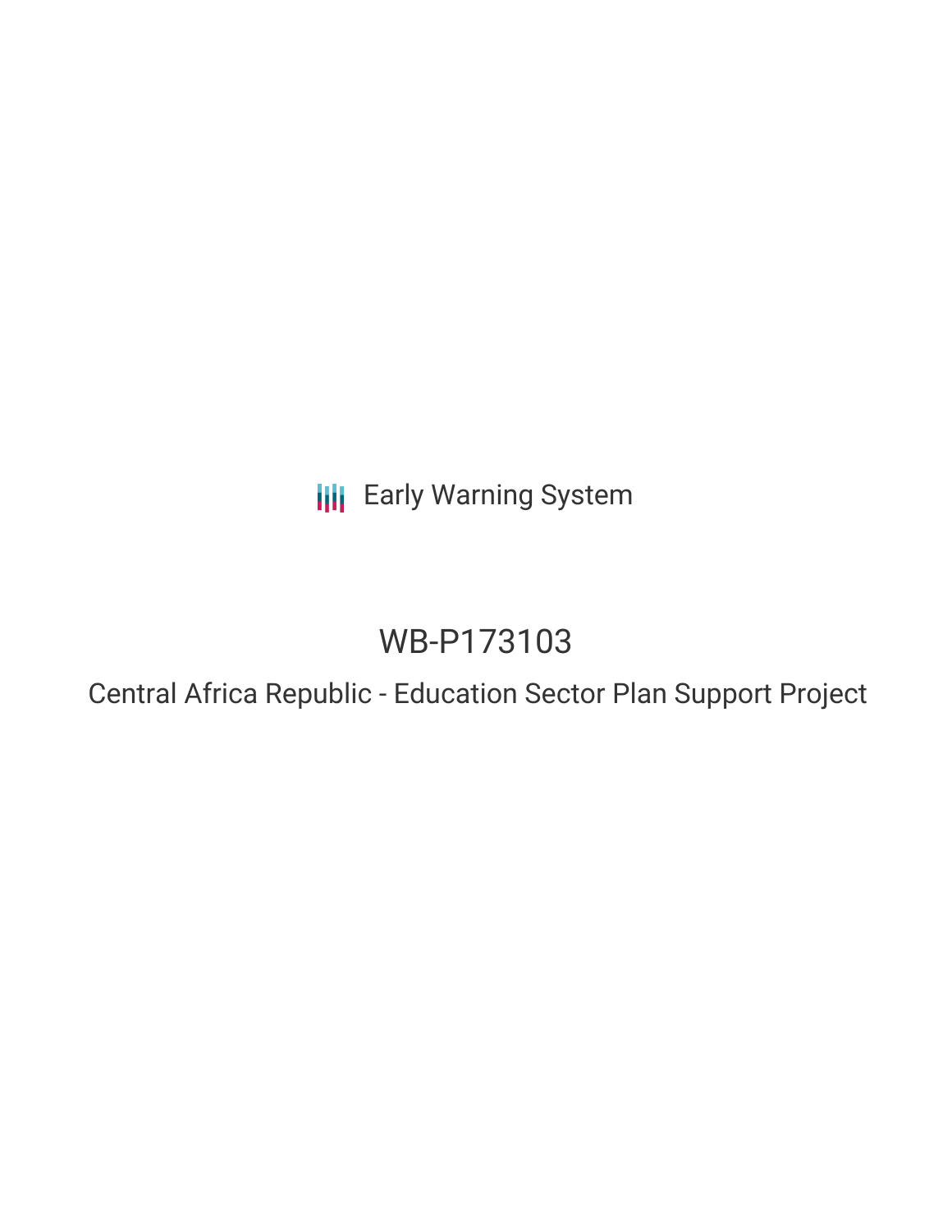Early Warning System

# WB-P173103

## Central Africa Republic - Education Sector Plan Support Project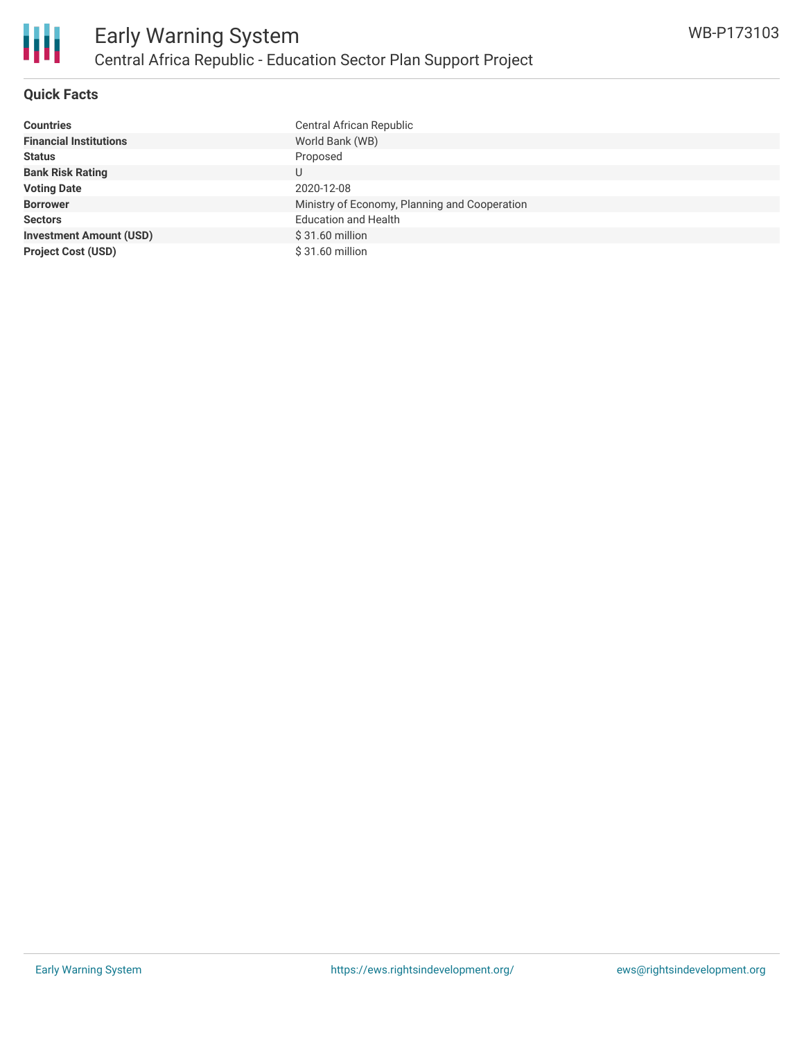# Early Warning System

## Central Africa Republic - Education Sector Plan Support Project

WB-P173103

### Quick Facts

| | |
|---|---|
| **Countries** | Central African Republic |
| **Financial Institutions** | World Bank (WB) |
| **Status** | Proposed |
| **Bank Risk Rating** | U |
| **Voting Date** | 2020-12-08 |
| **Borrower** | Ministry of Economy, Planning and Cooperation |
| **Sectors** | Education and Health |
| **Investment Amount (USD)** | $ 31.60 million |
| **Project Cost (USD)** | $ 31.60 million |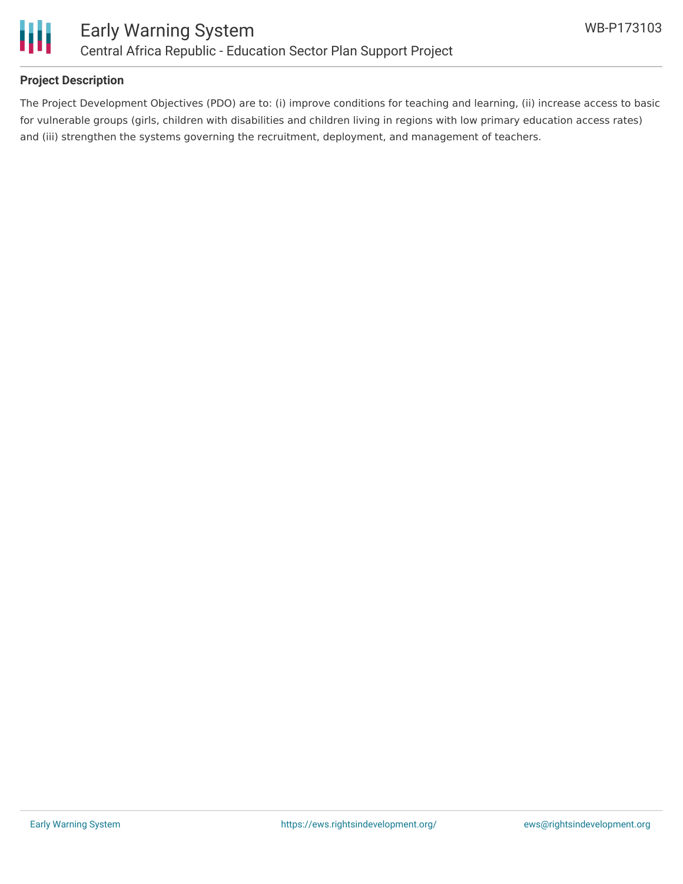## Project Description

The Project Development Objectives (PDO) are to: (i) improve conditions for teaching and learning, (ii) increase access to basic for vulnerable groups (girls, children with disabilities and children living in regions with low primary education access rates) and (iii) strengthen the systems governing the recruitment, deployment, and management of teachers.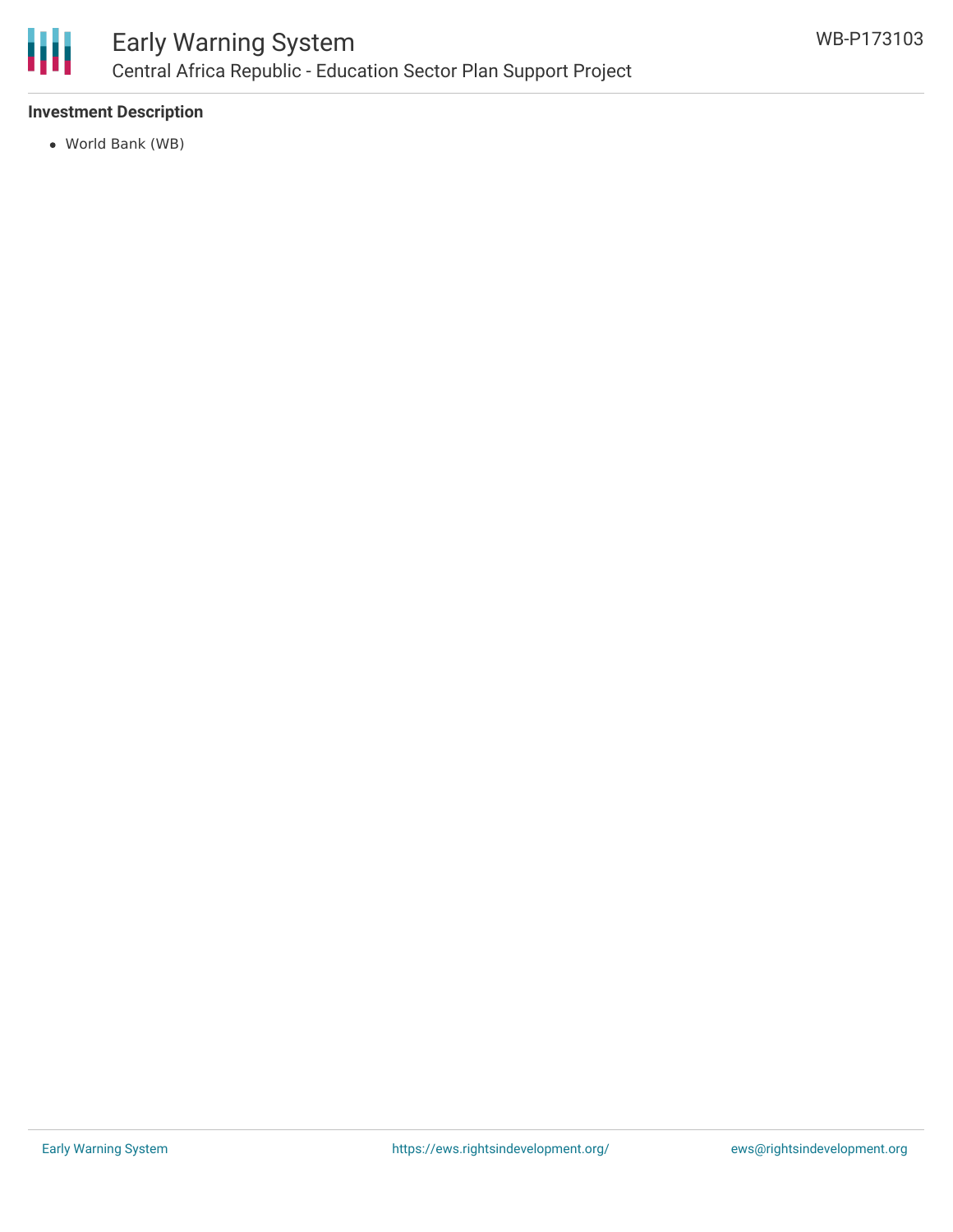**Investment Description**

- World Bank (WB)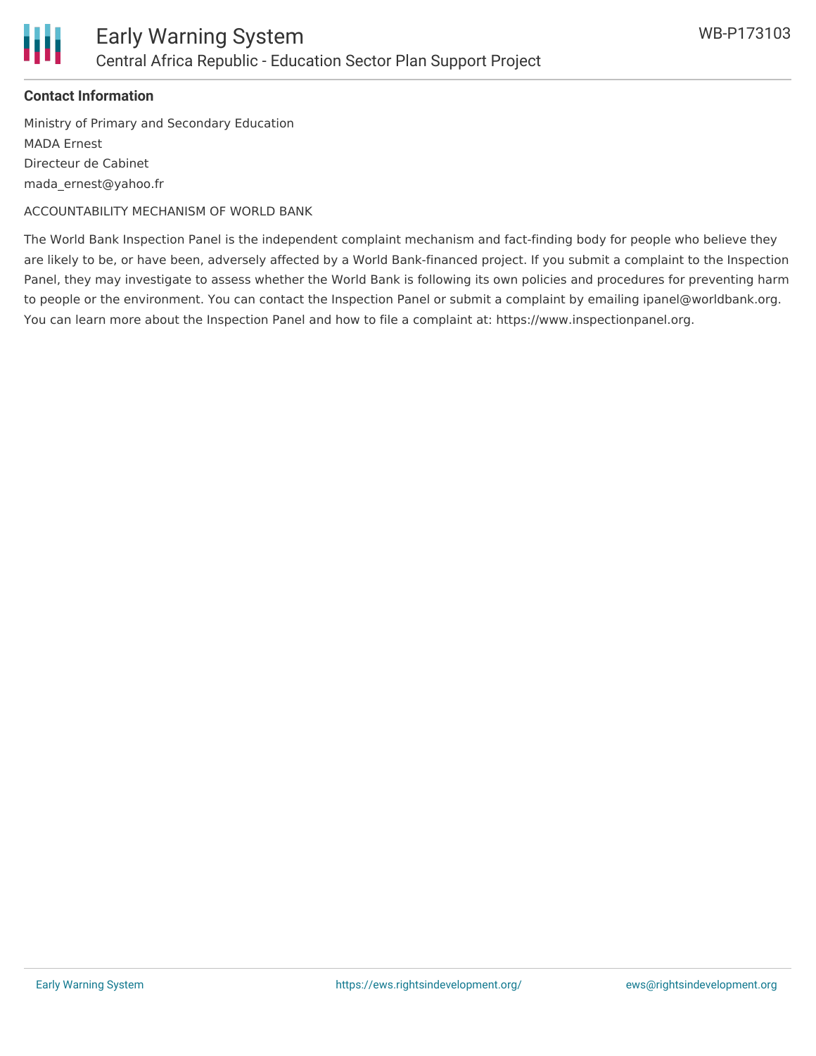### Contact Information

Ministry of Primary and Secondary Education
MADA Ernest
Directeur de Cabinet
mada_ernest@yahoo.fr

ACCOUNTABILITY MECHANISM OF WORLD BANK

The World Bank Inspection Panel is the independent complaint mechanism and fact-finding body for people who believe they are likely to be, or have been, adversely affected by a World Bank-financed project. If you submit a complaint to the Inspection Panel, they may investigate to assess whether the World Bank is following its own policies and procedures for preventing harm to people or the environment. You can contact the Inspection Panel or submit a complaint by emailing ipanel@worldbank.org. You can learn more about the Inspection Panel and how to file a complaint at: https://www.inspectionpanel.org.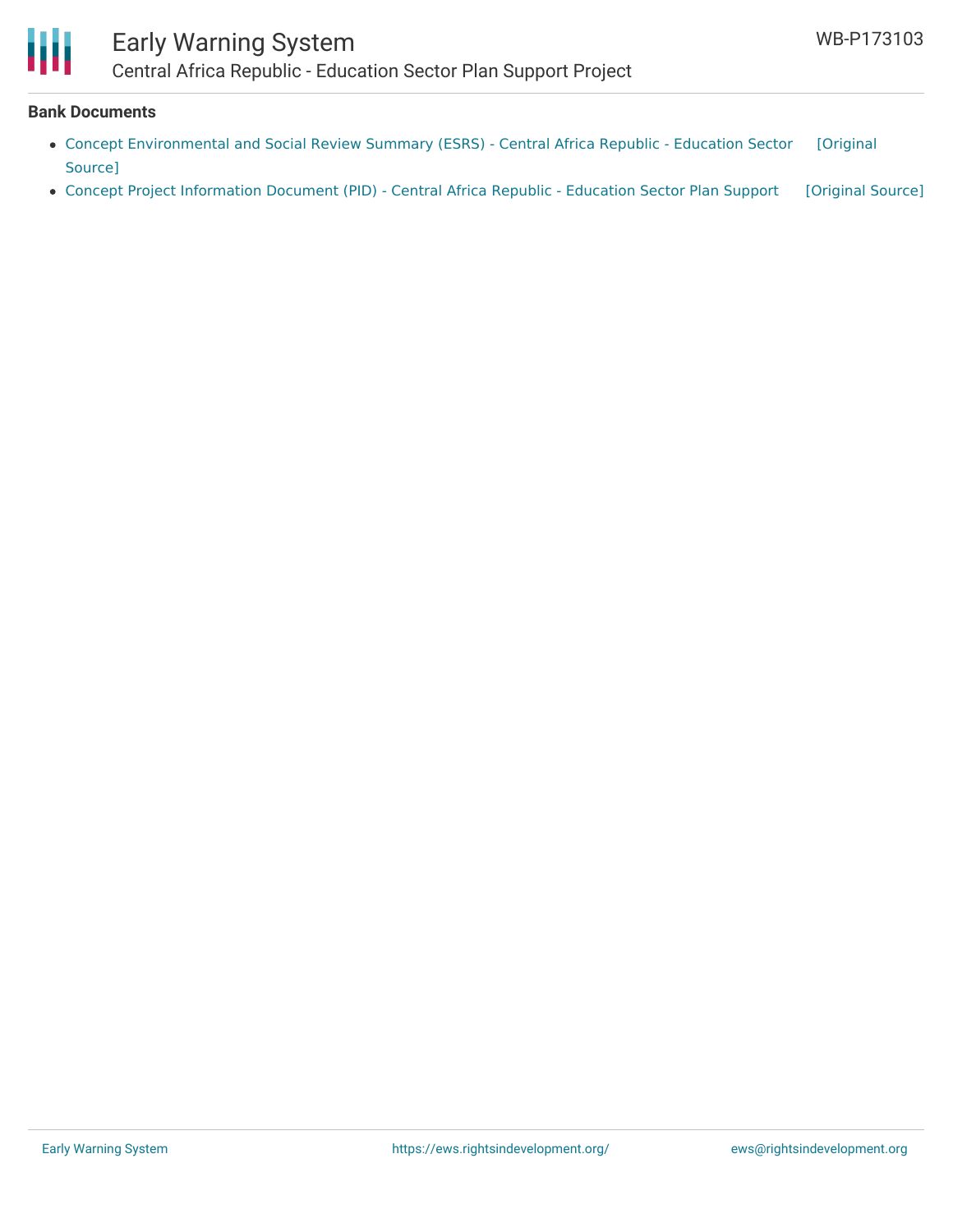## Bank Documents

- Concept Environmental and Social Review Summary (ESRS) - Central Africa Republic - Education Sector [Original Source]
- Concept Project Information Document (PID) - Central Africa Republic - Education Sector Plan Support [Original Source]